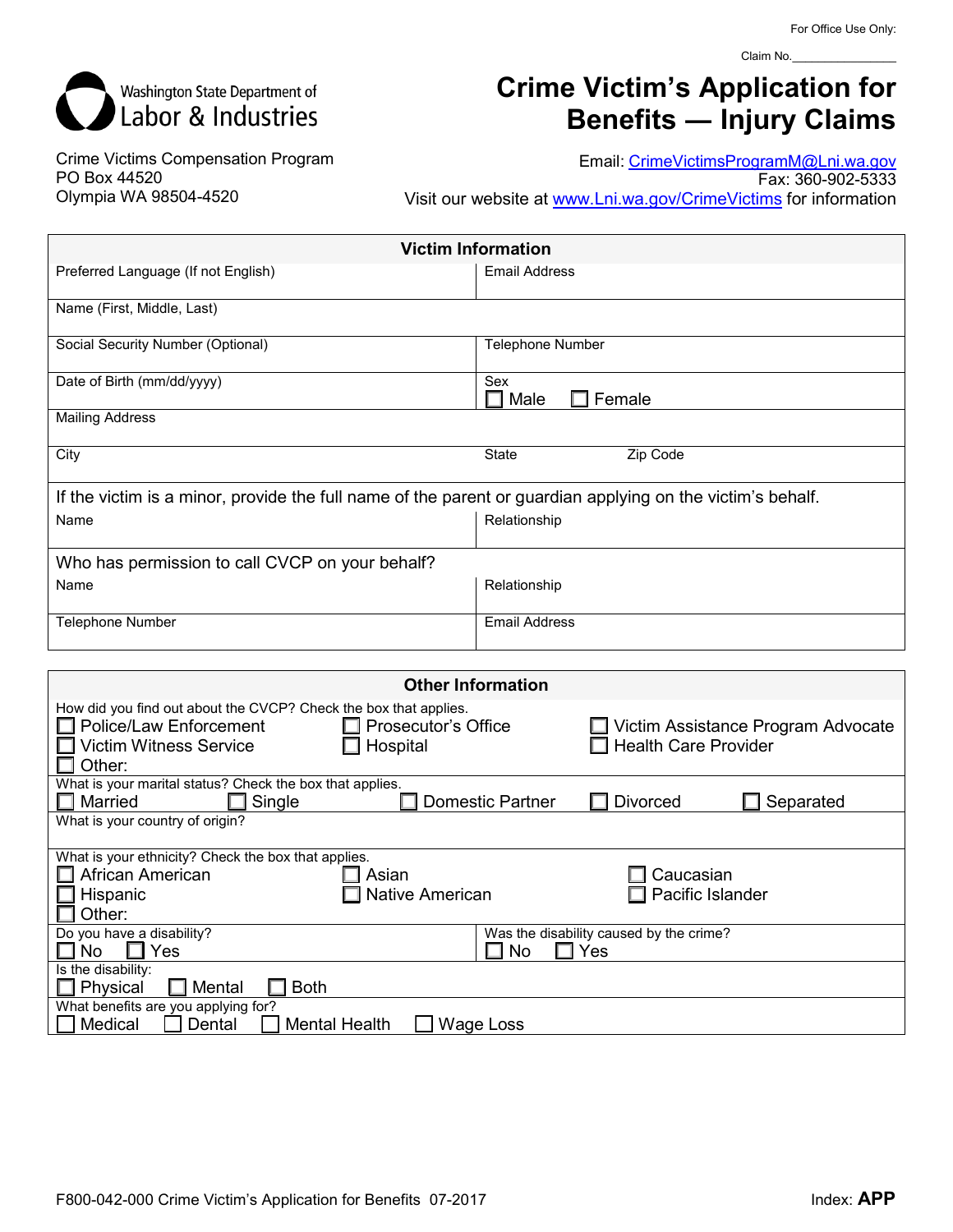For Office Use Only:

Claim No.________________

Washington State Department of Labor & Industries

# Crime Victim's Application for Benefits — Injury Claims

Crime Victims Compensation Program
PO Box 44520
Olympia WA 98504-4520

Email: CrimeVictimsProgramM@Lni.wa.gov
Fax: 360-902-5333
Visit our website at www.Lni.wa.gov/CrimeVictims for information

## Victim Information

| Preferred Language (If not English) | Email Address |
|---|---|
| Name (First, Middle, Last) | |
| Social Security Number (Optional) | Telephone Number |
| Date of Birth (mm/dd/yyyy) | Sex ☐ Male ☐ Female |
| Mailing Address | |
| City | State / Zip Code |

If the victim is a minor, provide the full name of the parent or guardian applying on the victim's behalf.

| Name | Relationship |
|---|---|
| | |

Who has permission to call CVCP on your behalf?

| Name | Relationship |
|---|---|
| Telephone Number | Email Address |

## Other Information

How did you find out about the CVCP? Check the box that applies.
☐ Police/Law Enforcement ☐ Prosecutor's Office ☐ Victim Assistance Program Advocate
☐ Victim Witness Service ☐ Hospital ☐ Health Care Provider
☐ Other:

What is your marital status? Check the box that applies.
☐ Married ☐ Single ☐ Domestic Partner ☐ Divorced ☐ Separated

What is your country of origin?

What is your ethnicity? Check the box that applies.
☐ African American ☐ Asian ☐ Caucasian
☐ Hispanic ☐ Native American ☐ Pacific Islander
☐ Other:

Do you have a disability? ☐ No ☐ Yes

Was the disability caused by the crime? ☐ No ☐ Yes

Is the disability:
☐ Physical ☐ Mental ☐ Both

What benefits are you applying for?
☐ Medical ☐ Dental ☐ Mental Health ☐ Wage Loss

F800-042-000 Crime Victim's Application for Benefits 07-2017 Index: **APP**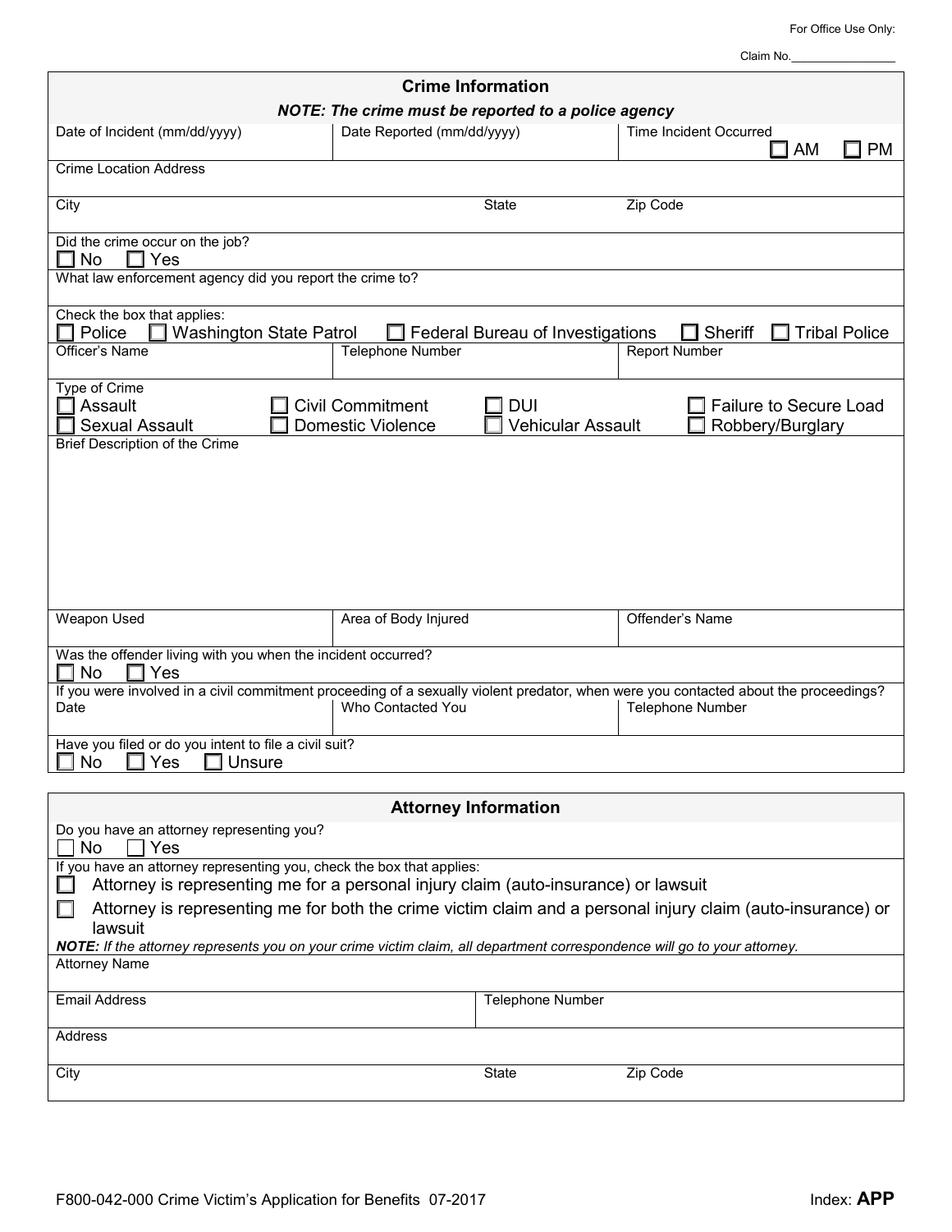For Office Use Only:

Claim No.________________

## Crime Information

***NOTE: The crime must be reported to a police agency***

| Date of Incident (mm/dd/yyyy) | Date Reported (mm/dd/yyyy) | Time Incident Occurred ☐ AM ☐ PM |
|---|---|---|

Crime Location Address

| City | State | Zip Code |
|---|---|---|

Did the crime occur on the job?
☐ No ☐ Yes

What law enforcement agency did you report the crime to?

Check the box that applies:
☐ Police ☐ Washington State Patrol ☐ Federal Bureau of Investigations ☐ Sheriff ☐ Tribal Police

| Officer's Name | Telephone Number | Report Number |
|---|---|---|

Type of Crime
☐ Assault ☐ Civil Commitment ☐ DUI ☐ Failure to Secure Load
☐ Sexual Assault ☐ Domestic Violence ☐ Vehicular Assault ☐ Robbery/Burglary

Brief Description of the Crime

| Weapon Used | Area of Body Injured | Offender's Name |
|---|---|---|

Was the offender living with you when the incident occurred?
☐ No ☐ Yes

If you were involved in a civil commitment proceeding of a sexually violent predator, when were you contacted about the proceedings?

| Date | Who Contacted You | Telephone Number |
|---|---|---|

Have you filed or do you intent to file a civil suit?
☐ No ☐ Yes ☐ Unsure

## Attorney Information

Do you have an attorney representing you?
☐ No ☐ Yes

If you have an attorney representing you, check the box that applies:

☐ Attorney is representing me for a personal injury claim (auto-insurance) or lawsuit

☐ Attorney is representing me for both the crime victim claim and a personal injury claim (auto-insurance) or lawsuit

***NOTE:*** *If the attorney represents you on your crime victim claim, all department correspondence will go to your attorney.*

Attorney Name

| Email Address | Telephone Number |
|---|---|

Address

| City | State | Zip Code |
|---|---|---|

F800-042-000 Crime Victim's Application for Benefits 07-2017 Index: **APP**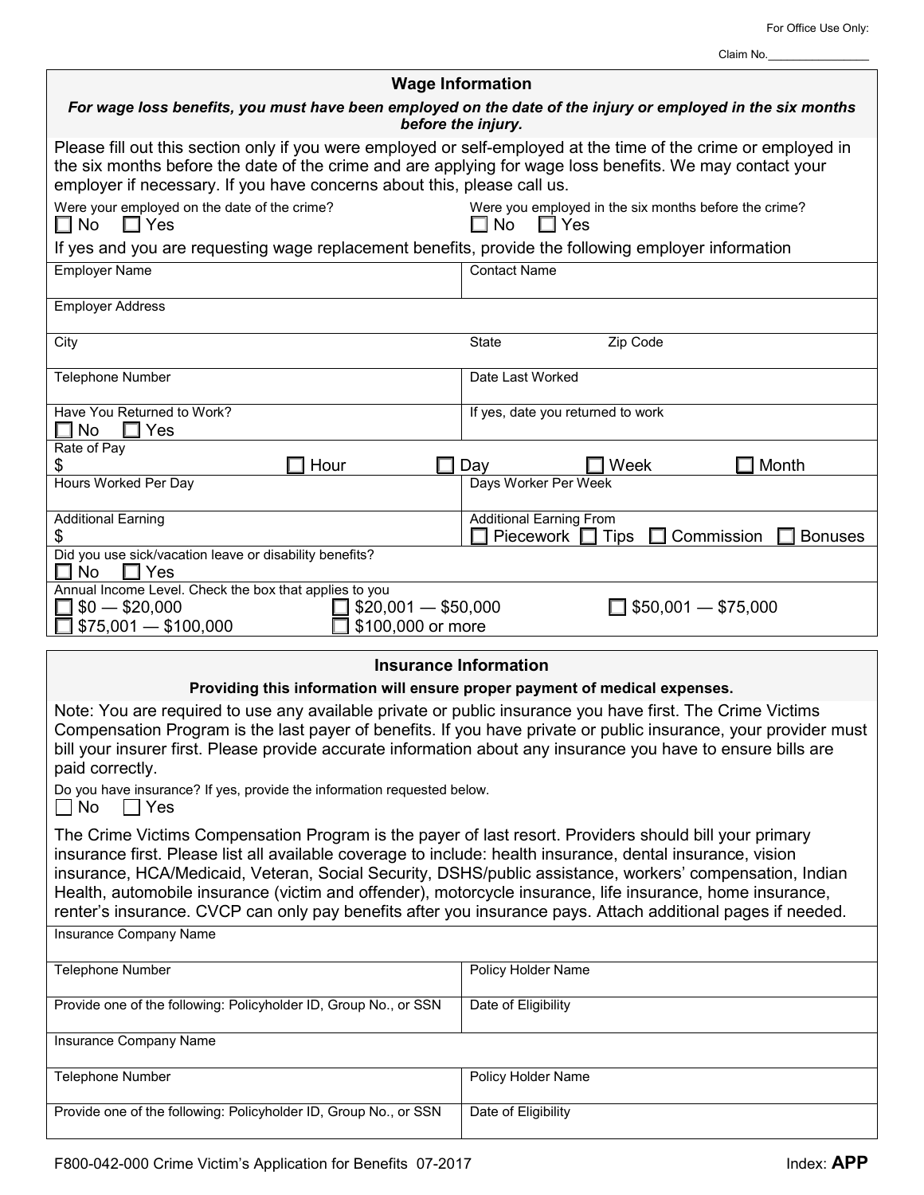For Office Use Only:

Claim No.________________

## Wage Information

***For wage loss benefits, you must have been employed on the date of the injury or employed in the six months before the injury.***

Please fill out this section only if you were employed or self-employed at the time of the crime or employed in the six months before the date of the crime and are applying for wage loss benefits. We may contact your employer if necessary. If you have concerns about this, please call us.

| Were your employed on the date of the crime? ☐ No ☐ Yes | Were you employed in the six months before the crime? ☐ No ☐ Yes |
|---|---|

If yes and you are requesting wage replacement benefits, provide the following employer information

| | |
|---|---|
| Employer Name | Contact Name |
| Employer Address | |
| City | State　　　Zip Code |
| Telephone Number | Date Last Worked |
| Have You Returned to Work? ☐ No ☐ Yes | If yes, date you returned to work |
| Rate of Pay $ ☐ Hour | ☐ Day ☐ Week ☐ Month |
| Hours Worked Per Day | Days Worker Per Week |
| Additional Earning $ | Additional Earning From ☐ Piecework ☐ Tips ☐ Commission ☐ Bonuses |
| Did you use sick/vacation leave or disability benefits? ☐ No ☐ Yes | |

Annual Income Level. Check the box that applies to you

☐ $0 — $20,000　☐ $20,001 — $50,000　☐ $50,001 — $75,000

☐ $75,001 — $100,000　☐ $100,000 or more

## Insurance Information

**Providing this information will ensure proper payment of medical expenses.**

Note: You are required to use any available private or public insurance you have first. The Crime Victims Compensation Program is the last payer of benefits. If you have private or public insurance, your provider must bill your insurer first. Please provide accurate information about any insurance you have to ensure bills are paid correctly.

Do you have insurance? If yes, provide the information requested below.

☐ No ☐ Yes

The Crime Victims Compensation Program is the payer of last resort. Providers should bill your primary insurance first. Please list all available coverage to include: health insurance, dental insurance, vision insurance, HCA/Medicaid, Veteran, Social Security, DSHS/public assistance, workers' compensation, Indian Health, automobile insurance (victim and offender), motorcycle insurance, life insurance, home insurance, renter's insurance. CVCP can only pay benefits after you insurance pays. Attach additional pages if needed.

| | |
|---|---|
| Insurance Company Name | |
| Telephone Number | Policy Holder Name |
| Provide one of the following: Policyholder ID, Group No., or SSN | Date of Eligibility |
| Insurance Company Name | |
| Telephone Number | Policy Holder Name |
| Provide one of the following: Policyholder ID, Group No., or SSN | Date of Eligibility |

F800-042-000 Crime Victim's Application for Benefits 07-2017　　　Index: **APP**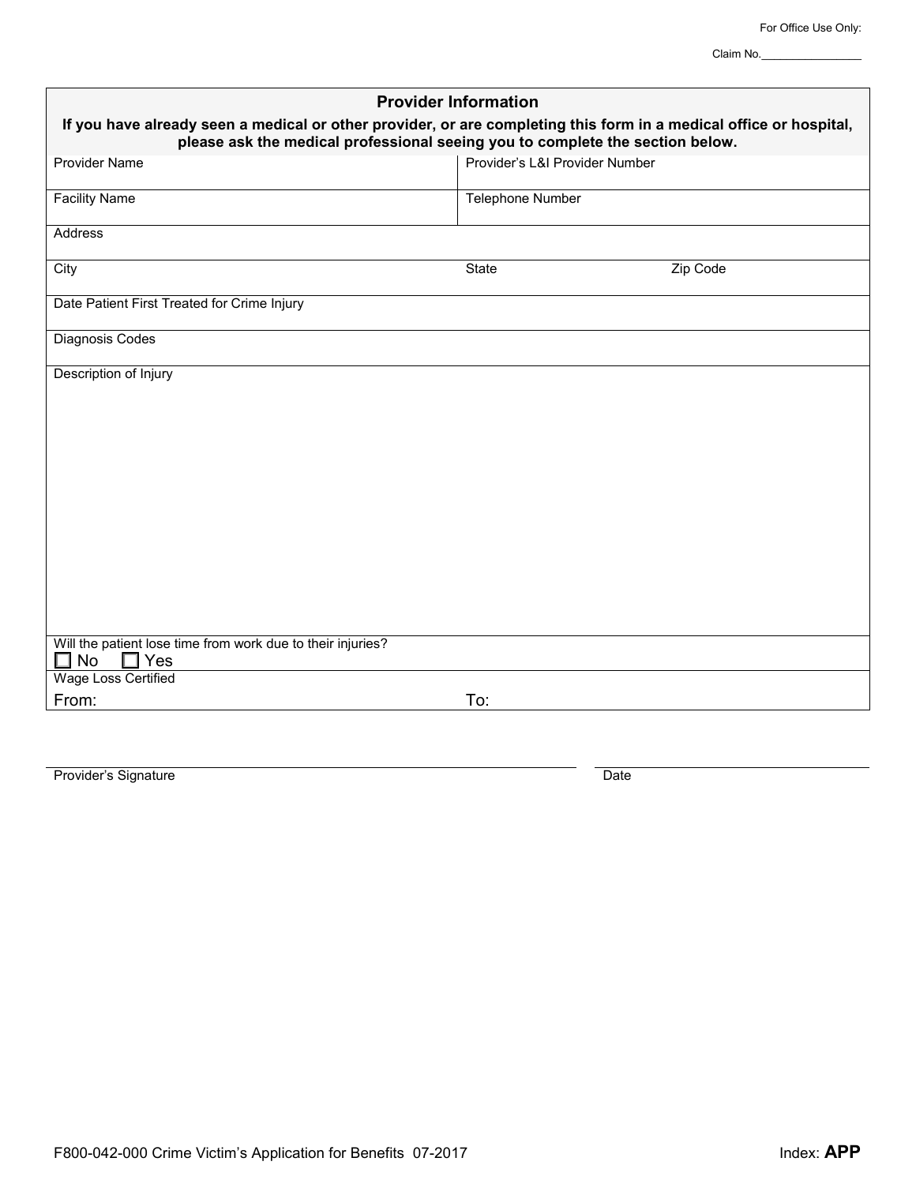For Office Use Only:

Claim No.________________

## Provider Information

**If you have already seen a medical or other provider, or are completing this form in a medical office or hospital, please ask the medical professional seeing you to complete the section below.**

| Provider Name | Provider's L&I Provider Number | |
|---|---|---|
| Facility Name | Telephone Number | |
| Address | | |
| City | State | Zip Code |
| Date Patient First Treated for Crime Injury | | |
| Diagnosis Codes | | |
| Description of Injury | | |
| Will the patient lose time from work due to their injuries? ☐ No ☐ Yes | | |
| Wage Loss Certified From: | To: | |

Provider's Signature _______________________ Date _______________

F800-042-000 Crime Victim's Application for Benefits 07-2017

Index: **APP**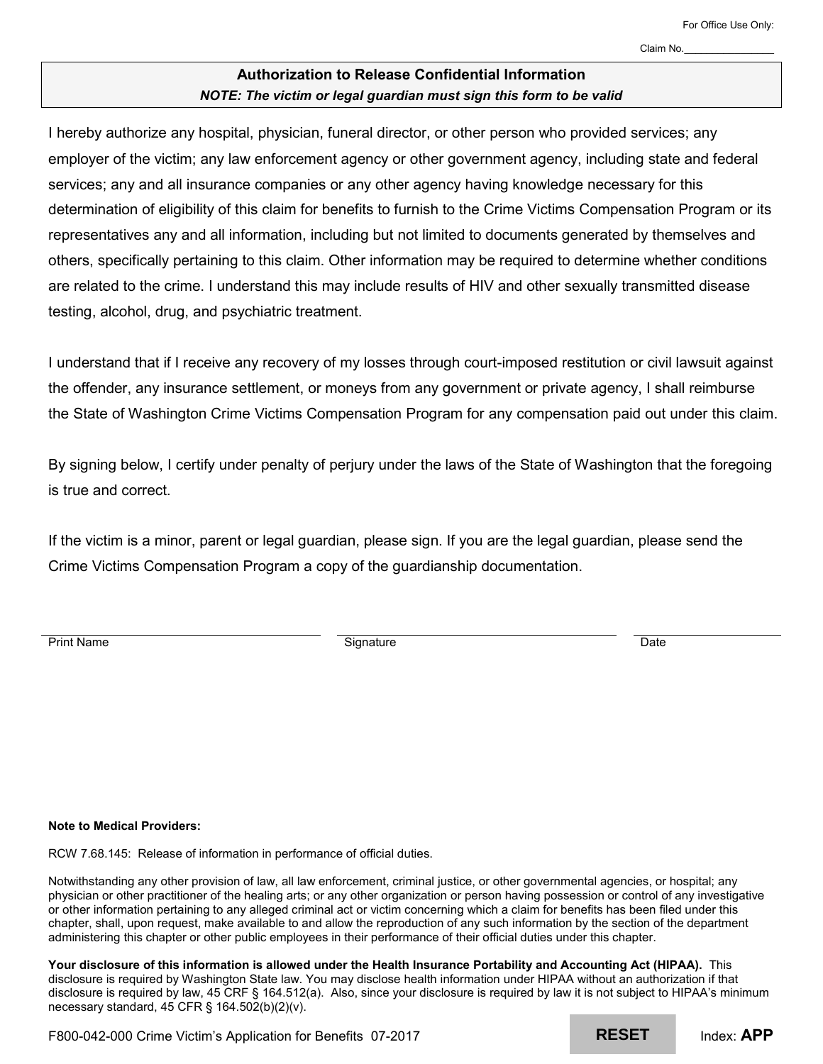For Office Use Only:

Claim No.________________

## Authorization to Release Confidential Information

***NOTE: The victim or legal guardian must sign this form to be valid***

I hereby authorize any hospital, physician, funeral director, or other person who provided services; any employer of the victim; any law enforcement agency or other government agency, including state and federal services; any and all insurance companies or any other agency having knowledge necessary for this determination of eligibility of this claim for benefits to furnish to the Crime Victims Compensation Program or its representatives any and all information, including but not limited to documents generated by themselves and others, specifically pertaining to this claim. Other information may be required to determine whether conditions are related to the crime. I understand this may include results of HIV and other sexually transmitted disease testing, alcohol, drug, and psychiatric treatment.

I understand that if I receive any recovery of my losses through court-imposed restitution or civil lawsuit against the offender, any insurance settlement, or moneys from any government or private agency, I shall reimburse the State of Washington Crime Victims Compensation Program for any compensation paid out under this claim.

By signing below, I certify under penalty of perjury under the laws of the State of Washington that the foregoing is true and correct.

If the victim is a minor, parent or legal guardian, please sign. If you are the legal guardian, please send the Crime Victims Compensation Program a copy of the guardianship documentation.

| Print Name | Signature | Date |
|---|---|---|
| | | |

**Note to Medical Providers:**

RCW 7.68.145: Release of information in performance of official duties.

Notwithstanding any other provision of law, all law enforcement, criminal justice, or other governmental agencies, or hospital; any physician or other practitioner of the healing arts; or any other organization or person having possession or control of any investigative or other information pertaining to any alleged criminal act or victim concerning which a claim for benefits has been filed under this chapter, shall, upon request, make available to and allow the reproduction of any such information by the section of the department administering this chapter or other public employees in their performance of their official duties under this chapter.

**Your disclosure of this information is allowed under the Health Insurance Portability and Accounting Act (HIPAA).** This disclosure is required by Washington State law. You may disclose health information under HIPAA without an authorization if that disclosure is required by law, 45 CRF § 164.512(a). Also, since your disclosure is required by law it is not subject to HIPAA's minimum necessary standard, 45 CFR § 164.502(b)(2)(v).

F800-042-000 Crime Victim's Application for Benefits 07-2017 RESET Index: **APP**